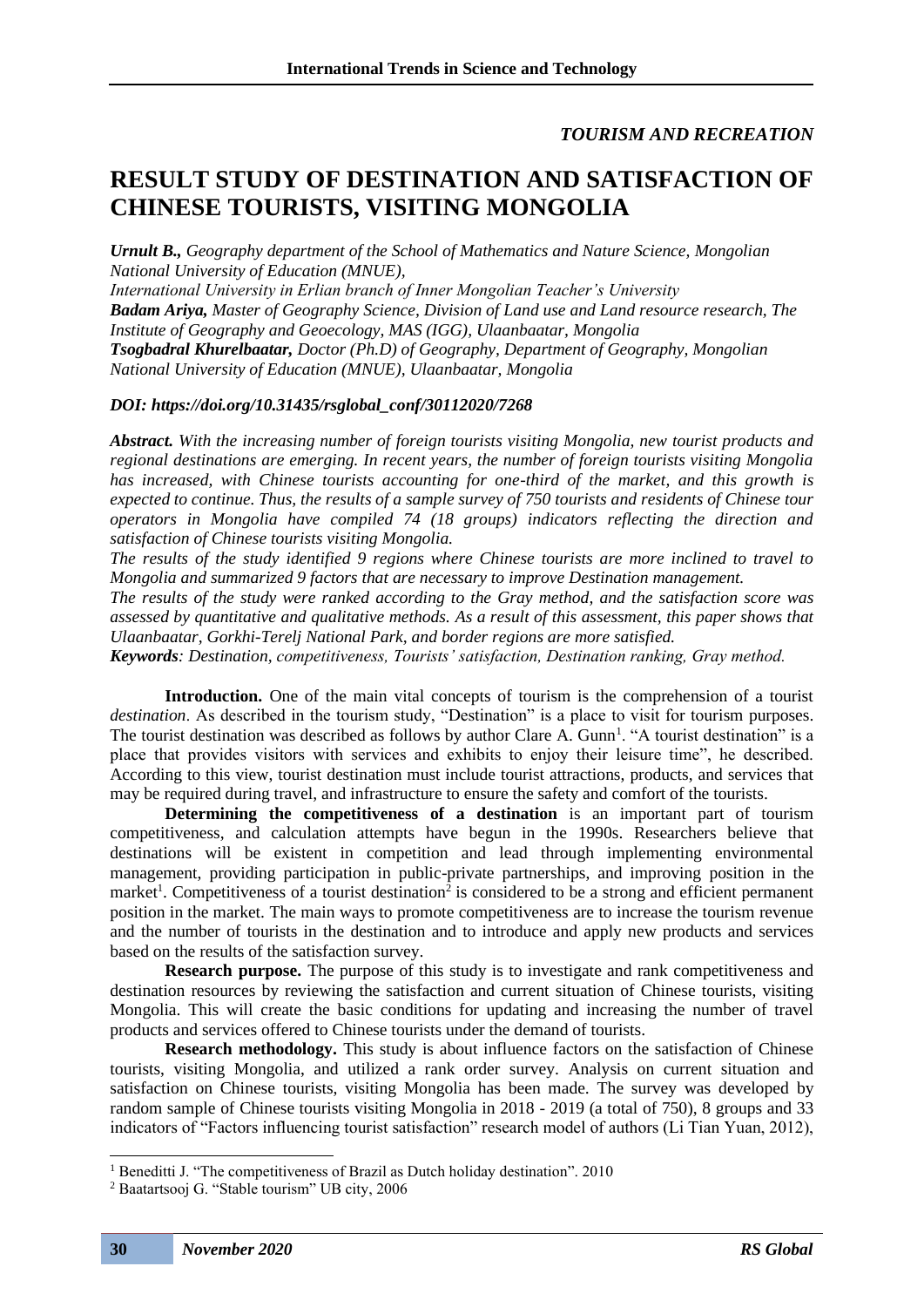*TOURISM AND RECREATION*

# RESULT STUDY OF DESTINATION AND SATISFACTION OF CHINESE TOURISTS, VISITING MONGOLIA

***Urnult B.,*** *Geography department of the School of Mathematics and Nature Science, Mongolian National University of Education (MNUE),*
*International University in Erlian branch of Inner Mongolian Teacher's University*
***Badam Ariya,*** *Master of Geography Science, Division of Land use and Land resource research, The Institute of Geography and Geoecology, MAS (IGG), Ulaanbaatar, Mongolia*
***Tsogbadral Khurelbaatar,*** *Doctor (Ph.D) of Geography, Department of Geography, Mongolian National University of Education (MNUE), Ulaanbaatar, Mongolia*

***DOI: https://doi.org/10.31435/rsglobal_conf/30112020/7268***

***Abstract.*** *With the increasing number of foreign tourists visiting Mongolia, new tourist products and regional destinations are emerging. In recent years, the number of foreign tourists visiting Mongolia has increased, with Chinese tourists accounting for one-third of the market, and this growth is expected to continue. Thus, the results of a sample survey of 750 tourists and residents of Chinese tour operators in Mongolia have compiled 74 (18 groups) indicators reflecting the direction and satisfaction of Chinese tourists visiting Mongolia.*
*The results of the study identified 9 regions where Chinese tourists are more inclined to travel to Mongolia and summarized 9 factors that are necessary to improve Destination management.*
*The results of the study were ranked according to the Gray method, and the satisfaction score was assessed by quantitative and qualitative methods. As a result of this assessment, this paper shows that Ulaanbaatar, Gorkhi-Terelj National Park, and border regions are more satisfied.*
***Keywords****: Destination, competitiveness, Tourists' satisfaction, Destination ranking, Gray method.*

**Introduction.** One of the main vital concepts of tourism is the comprehension of a tourist *destination*. As described in the tourism study, "Destination" is a place to visit for tourism purposes. The tourist destination was described as follows by author Clare A. Gunn[1]. "A tourist destination" is a place that provides visitors with services and exhibits to enjoy their leisure time", he described. According to this view, tourist destination must include tourist attractions, products, and services that may be required during travel, and infrastructure to ensure the safety and comfort of the tourists.

**Determining the competitiveness of a destination** is an important part of tourism competitiveness, and calculation attempts have begun in the 1990s. Researchers believe that destinations will be existent in competition and lead through implementing environmental management, providing participation in public-private partnerships, and improving position in the market[1]. Competitiveness of a tourist destination[2] is considered to be a strong and efficient permanent position in the market. The main ways to promote competitiveness are to increase the tourism revenue and the number of tourists in the destination and to introduce and apply new products and services based on the results of the satisfaction survey.

**Research purpose.** The purpose of this study is to investigate and rank competitiveness and destination resources by reviewing the satisfaction and current situation of Chinese tourists, visiting Mongolia. This will create the basic conditions for updating and increasing the number of travel products and services offered to Chinese tourists under the demand of tourists.

**Research methodology.** This study is about influence factors on the satisfaction of Chinese tourists, visiting Mongolia, and utilized a rank order survey. Analysis on current situation and satisfaction on Chinese tourists, visiting Mongolia has been made. The survey was developed by random sample of Chinese tourists visiting Mongolia in 2018 - 2019 (a total of 750), 8 groups and 33 indicators of "Factors influencing tourist satisfaction" research model of authors (Li Tian Yuan, 2012),

---

[1] Beneditti J. "The competitiveness of Brazil as Dutch holiday destination". 2010
[2] Baatartsooj G. "Stable tourism" UB city, 2006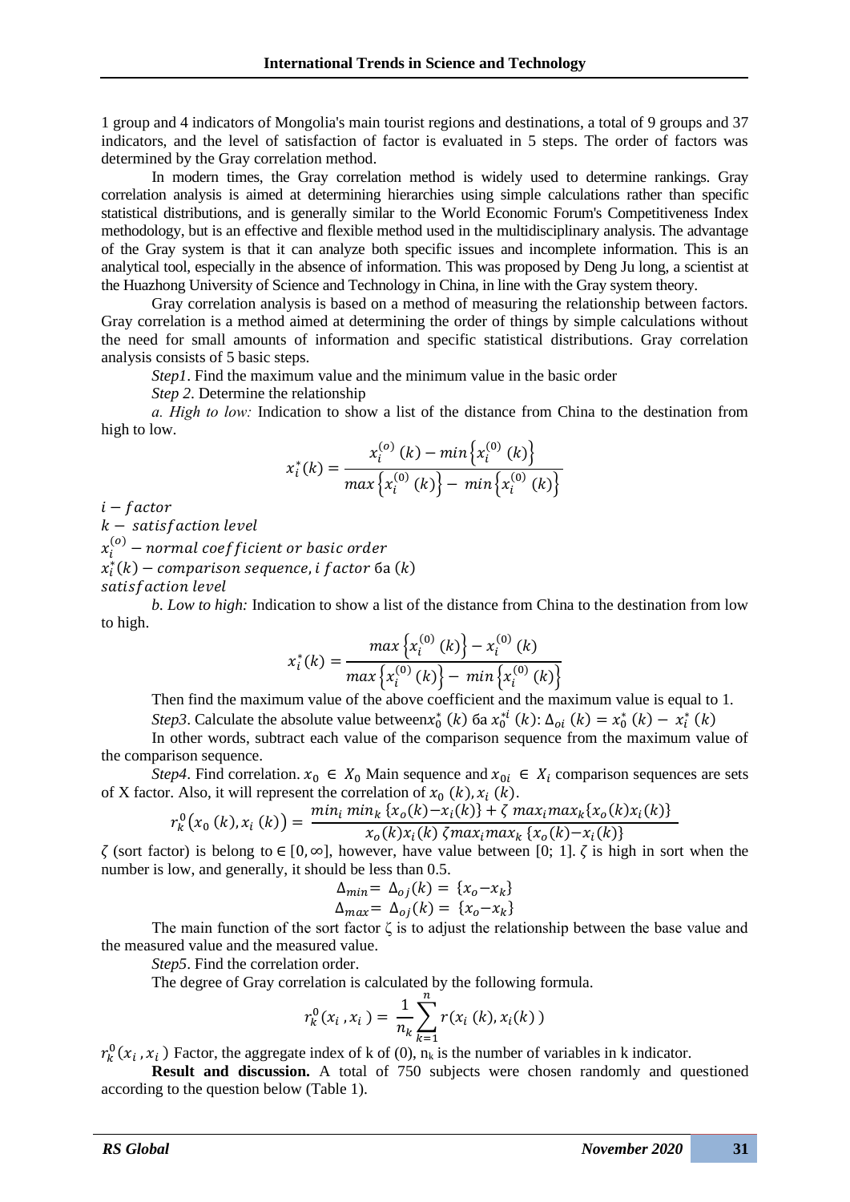1 group and 4 indicators of Mongolia's main tourist regions and destinations, a total of 9 groups and 37 indicators, and the level of satisfaction of factor is evaluated in 5 steps. The order of factors was determined by the Gray correlation method.

In modern times, the Gray correlation method is widely used to determine rankings. Gray correlation analysis is aimed at determining hierarchies using simple calculations rather than specific statistical distributions, and is generally similar to the World Economic Forum's Competitiveness Index methodology, but is an effective and flexible method used in the multidisciplinary analysis. The advantage of the Gray system is that it can analyze both specific issues and incomplete information. This is an analytical tool, especially in the absence of information. This was proposed by Deng Ju long, a scientist at the Huazhong University of Science and Technology in China, in line with the Gray system theory.

Gray correlation analysis is based on a method of measuring the relationship between factors. Gray correlation is a method aimed at determining the order of things by simple calculations without the need for small amounts of information and specific statistical distributions. Gray correlation analysis consists of 5 basic steps.

*Step1*. Find the maximum value and the minimum value in the basic order

*Step 2*. Determine the relationship

*a. High to low:* Indication to show a list of the distance from China to the destination from high to low.

$$x_i^*(k) = \frac{x_i^{(o)}(k) - min\left\{x_i^{(0)}(k)\right\}}{max\left\{x_i^{(0)}(k)\right\} - min\left\{x_i^{(0)}(k)\right\}}$$

$i - factor$

$k - \ satisfaction\ level$

$x_i^{(o)} - normal\ coefficient\ or\ basic\ order$

$x_i^*(k) - comparison\ sequence, i\ factor$ ба $(k)$ $satisfaction\ level$

*b. Low to high:* Indication to show a list of the distance from China to the destination from low to high.

$$x_i^*(k) = \frac{max\left\{x_i^{(0)}(k)\right\} - x_i^{(0)}(k)}{max\left\{x_i^{(0)}(k)\right\} - min\left\{x_i^{(0)}(k)\right\}}$$

Then find the maximum value of the above coefficient and the maximum value is equal to 1.

*Step3*. Calculate the absolute value between $x_0^*(k)$ ба $x_0^{*i}(k)$: $\Delta_{oi}(k) = x_0^*(k) - x_i^*(k)$

In other words, subtract each value of the comparison sequence from the maximum value of the comparison sequence.

*Step4*. Find correlation. $x_0 \in X_0$ Main sequence and $x_{0i} \in X_i$ comparison sequences are sets of X factor. Also, it will represent the correlation of $x_0(k), x_i(k)$.

$$r_k^0\big(x_0(k), x_i(k)\big) = \frac{min_i\ min_k\{x_o(k) - x_i(k)\} + \zeta\ max_i max_k\{x_o(k)x_i(k)\}}{x_o(k)x_i(k)\ \zeta max_i max_k\{x_o(k) - x_i(k)\}}$$

$\zeta$ (sort factor) is belong to $\in [0, \infty]$, however, have value between [0; 1]. $\zeta$ is high in sort when the number is low, and generally, it should be less than 0.5.

$$\Delta_{min} = \Delta_{oj}(k) = \{x_o - x_k\}$$

$$\Delta_{max} = \Delta_{oj}(k) = \{x_o - x_k\}$$

The main function of the sort factor $\zeta$ is to adjust the relationship between the base value and the measured value and the measured value.

*Step5*. Find the correlation order.

The degree of Gray correlation is calculated by the following formula.

$$r_k^0(x_i, x_i) = \frac{1}{n_k}\sum_{k=1}^{n} r(x_i(k), x_i(k))$$

$r_k^0(x_i, x_i)$ Factor, the aggregate index of k of (0), $n_k$ is the number of variables in k indicator.

**Result and discussion.** A total of 750 subjects were chosen randomly and questioned according to the question below (Table 1).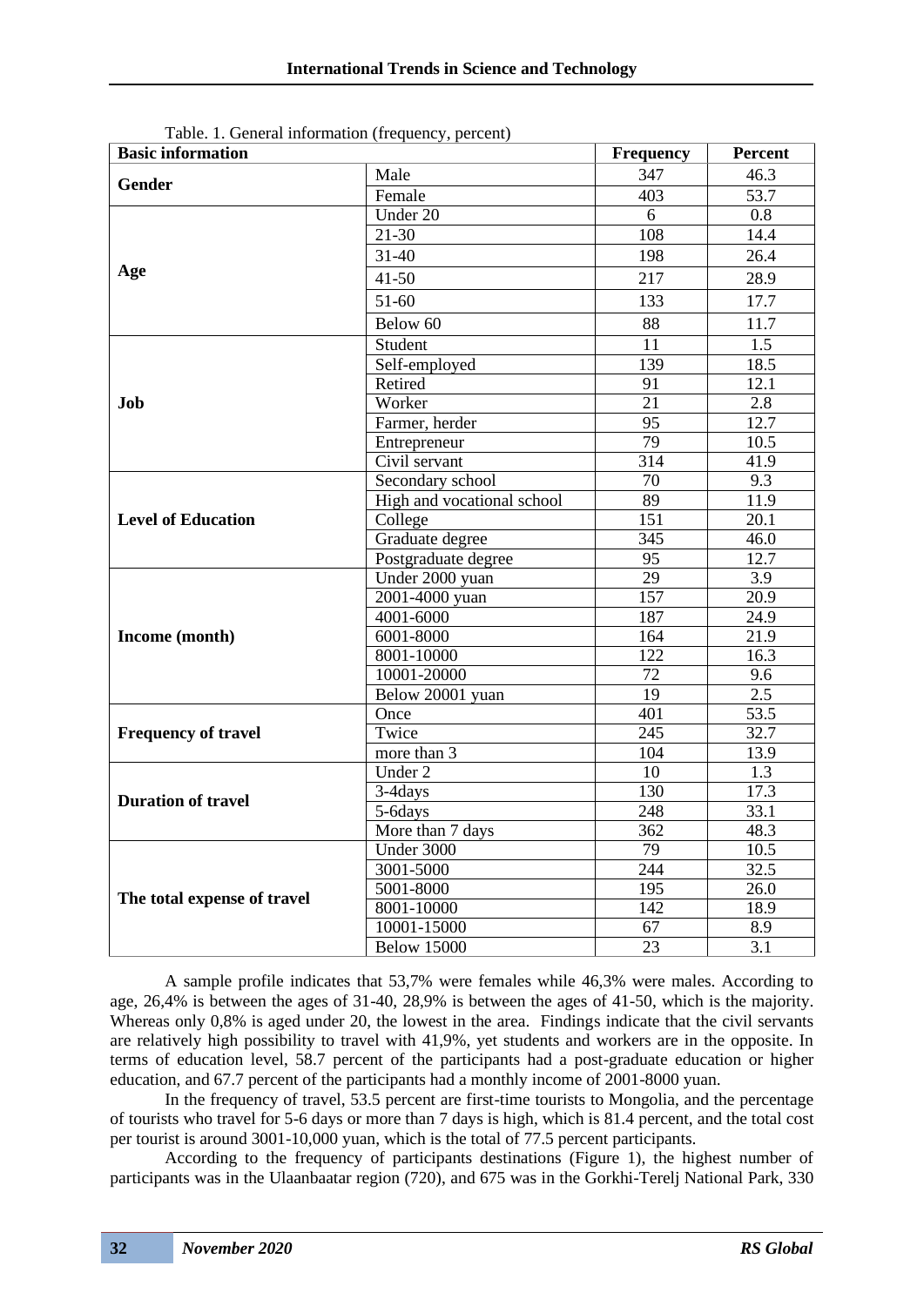Table. 1. General information (frequency, percent)

| Basic information | | Frequency | Percent |
|---|---|---|---|
| **Gender** | Male | 347 | 46.3 |
| | Female | 403 | 53.7 |
| **Age** | Under 20 | 6 | 0.8 |
| | 21-30 | 108 | 14.4 |
| | 31-40 | 198 | 26.4 |
| | 41-50 | 217 | 28.9 |
| | 51-60 | 133 | 17.7 |
| | Below 60 | 88 | 11.7 |
| **Job** | Student | 11 | 1.5 |
| | Self-employed | 139 | 18.5 |
| | Retired | 91 | 12.1 |
| | Worker | 21 | 2.8 |
| | Farmer, herder | 95 | 12.7 |
| | Entrepreneur | 79 | 10.5 |
| | Civil servant | 314 | 41.9 |
| **Level of Education** | Secondary school | 70 | 9.3 |
| | High and vocational school | 89 | 11.9 |
| | College | 151 | 20.1 |
| | Graduate degree | 345 | 46.0 |
| | Postgraduate degree | 95 | 12.7 |
| **Income (month)** | Under 2000 yuan | 29 | 3.9 |
| | 2001-4000 yuan | 157 | 20.9 |
| | 4001-6000 | 187 | 24.9 |
| | 6001-8000 | 164 | 21.9 |
| | 8001-10000 | 122 | 16.3 |
| | 10001-20000 | 72 | 9.6 |
| | Below 20001 yuan | 19 | 2.5 |
| **Frequency of travel** | Once | 401 | 53.5 |
| | Twice | 245 | 32.7 |
| | more than 3 | 104 | 13.9 |
| **Duration of travel** | Under 2 | 10 | 1.3 |
| | 3-4days | 130 | 17.3 |
| | 5-6days | 248 | 33.1 |
| | More than 7 days | 362 | 48.3 |
| **The total expense of travel** | Under 3000 | 79 | 10.5 |
| | 3001-5000 | 244 | 32.5 |
| | 5001-8000 | 195 | 26.0 |
| | 8001-10000 | 142 | 18.9 |
| | 10001-15000 | 67 | 8.9 |
| | Below 15000 | 23 | 3.1 |

A sample profile indicates that 53,7% were females while 46,3% were males. According to age, 26,4% is between the ages of 31-40, 28,9% is between the ages of 41-50, which is the majority. Whereas only 0,8% is aged under 20, the lowest in the area. Findings indicate that the civil servants are relatively high possibility to travel with 41,9%, yet students and workers are in the opposite. In terms of education level, 58.7 percent of the participants had a post-graduate education or higher education, and 67.7 percent of the participants had a monthly income of 2001-8000 yuan.

In the frequency of travel, 53.5 percent are first-time tourists to Mongolia, and the percentage of tourists who travel for 5-6 days or more than 7 days is high, which is 81.4 percent, and the total cost per tourist is around 3001-10,000 yuan, which is the total of 77.5 percent participants.

According to the frequency of participants destinations (Figure 1), the highest number of participants was in the Ulaanbaatar region (720), and 675 was in the Gorkhi-Terelj National Park, 330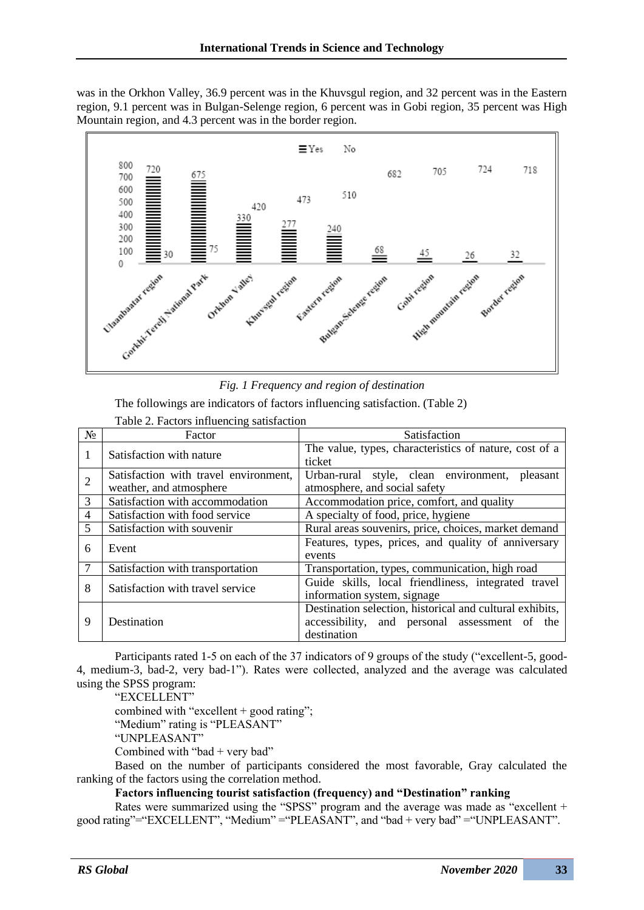was in the Orkhon Valley, 36.9 percent was in the Khuvsgul region, and 32 percent was in the Eastern region, 9.1 percent was in Bulgan-Selenge region, 6 percent was in Gobi region, 35 percent was High Mountain region, and 4.3 percent was in the border region.

*Fig. 1 Frequency and region of destination*

The followings are indicators of factors influencing satisfaction. (Table 2)

Table 2. Factors influencing satisfaction

| № | Factor | Satisfaction |
|---|---|---|
| 1 | Satisfaction with nature | The value, types, characteristics of nature, cost of a ticket |
| 2 | Satisfaction with travel environment, weather, and atmosphere | Urban-rural style, clean environment, pleasant atmosphere, and social safety |
| 3 | Satisfaction with accommodation | Accommodation price, comfort, and quality |
| 4 | Satisfaction with food service | A specialty of food, price, hygiene |
| 5 | Satisfaction with souvenir | Rural areas souvenirs, price, choices, market demand |
| 6 | Event | Features, types, prices, and quality of anniversary events |
| 7 | Satisfaction with transportation | Transportation, types, communication, high road |
| 8 | Satisfaction with travel service | Guide skills, local friendliness, integrated travel information system, signage |
| 9 | Destination | Destination selection, historical and cultural exhibits, accessibility, and personal assessment of the destination |

Participants rated 1-5 on each of the 37 indicators of 9 groups of the study ("excellent-5, good-4, medium-3, bad-2, very bad-1"). Rates were collected, analyzed and the average was calculated using the SPSS program:

"EXCELLENT"

combined with "excellent + good rating";

"Medium" rating is "PLEASANT"

"UNPLEASANT"

Combined with "bad + very bad"

Based on the number of participants considered the most favorable, Gray calculated the ranking of the factors using the correlation method.

**Factors influencing tourist satisfaction (frequency) and "Destination" ranking**

Rates were summarized using the "SPSS" program and the average was made as "excellent + good rating"="EXCELLENT", "Medium" ="PLEASANT", and "bad + very bad" ="UNPLEASANT".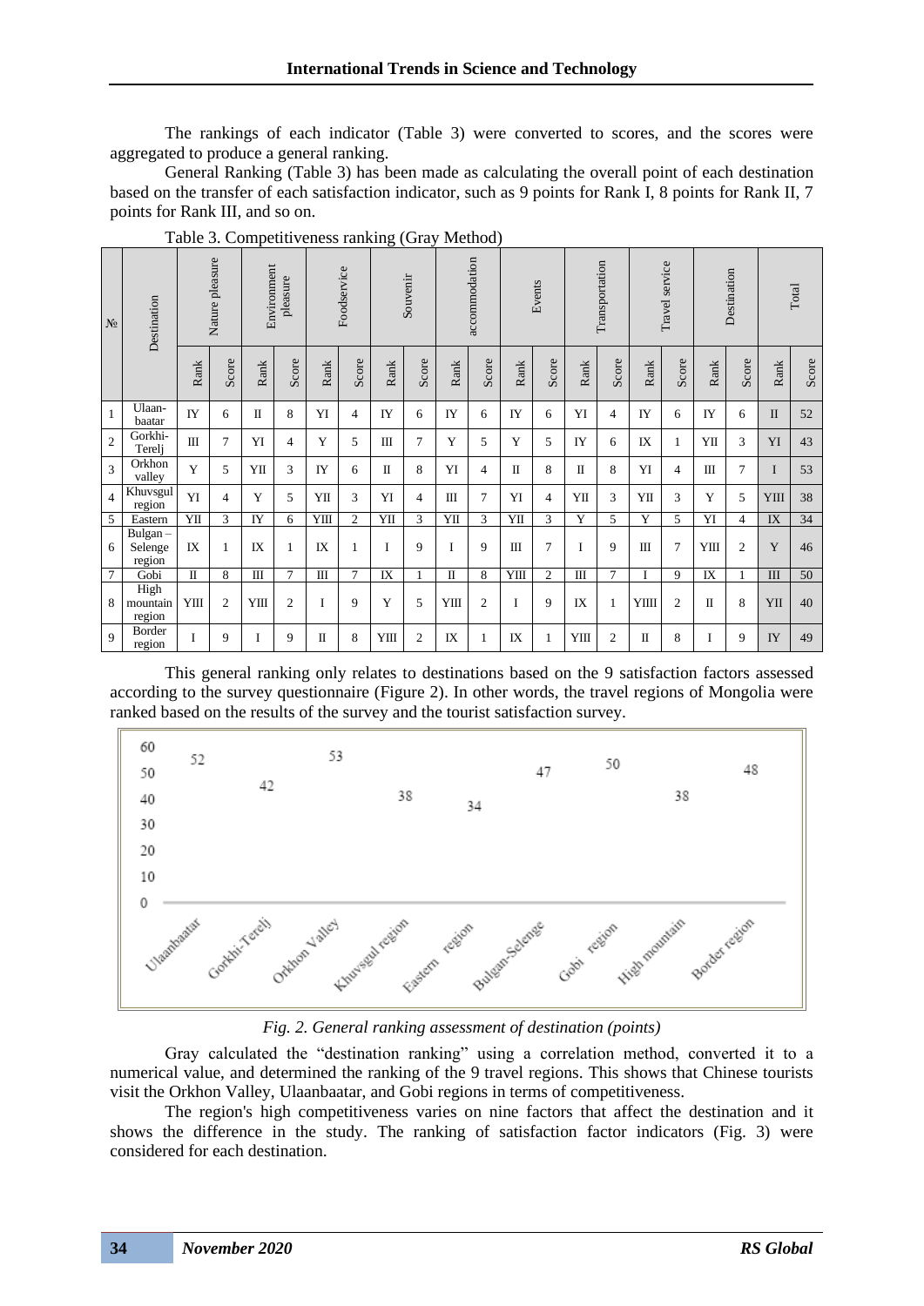The rankings of each indicator (Table 3) were converted to scores, and the scores were aggregated to produce a general ranking.

General Ranking (Table 3) has been made as calculating the overall point of each destination based on the transfer of each satisfaction indicator, such as 9 points for Rank I, 8 points for Rank II, 7 points for Rank III, and so on.

Table 3. Competitiveness ranking (Gray Method)

| № | Destination | Nature pleasure | | Environment pleasure | | Foodservice | | Souvenir | | accommodation | | Events | | Transportation | | Travel service | | Destination | | Total | |
|---|---|---|---|---|---|---|---|---|---|---|---|---|---|---|---|---|---|---|---|---|---|
| | | Rank | Score | Rank | Score | Rank | Score | Rank | Score | Rank | Score | Rank | Score | Rank | Score | Rank | Score | Rank | Score | Rank | Score |
| 1 | Ulaan-baatar | IY | 6 | II | 8 | YI | 4 | IY | 6 | IY | 6 | IY | 6 | YI | 4 | IY | 6 | IY | 6 | II | 52 |
| 2 | Gorkhi-Terelj | III | 7 | YI | 4 | Y | 5 | III | 7 | Y | 5 | Y | 5 | IY | 6 | IX | 1 | YII | 3 | YI | 43 |
| 3 | Orkhon valley | Y | 5 | YII | 3 | IY | 6 | II | 8 | YI | 4 | II | 8 | II | 8 | YI | 4 | III | 7 | I | 53 |
| 4 | Khuvsgul region | YI | 4 | Y | 5 | YII | 3 | YI | 4 | III | 7 | YI | 4 | YII | 3 | YII | 3 | Y | 5 | YIII | 38 |
| 5 | Eastern | YII | 3 | IY | 6 | YIII | 2 | YII | 3 | YII | 3 | YII | 3 | Y | 5 | Y | 5 | YI | 4 | IX | 34 |
| 6 | Bulgan – Selenge region | IX | 1 | IX | 1 | IX | 1 | I | 9 | I | 9 | III | 7 | I | 9 | III | 7 | YIII | 2 | Y | 46 |
| 7 | Gobi | II | 8 | III | 7 | III | 7 | IX | 1 | II | 8 | YIII | 2 | III | 7 | I | 9 | IX | 1 | III | 50 |
| 8 | High mountain region | YIII | 2 | YIII | 2 | I | 9 | Y | 5 | YIII | 2 | I | 9 | IX | 1 | YIIII | 2 | II | 8 | YII | 40 |
| 9 | Border region | I | 9 | I | 9 | II | 8 | YIII | 2 | IX | 1 | IX | 1 | YIII | 2 | II | 8 | I | 9 | IY | 49 |

This general ranking only relates to destinations based on the 9 satisfaction factors assessed according to the survey questionnaire (Figure 2). In other words, the travel regions of Mongolia were ranked based on the results of the survey and the tourist satisfaction survey.

*Fig. 2. General ranking assessment of destination (points)*

Gray calculated the "destination ranking" using a correlation method, converted it to a numerical value, and determined the ranking of the 9 travel regions. This shows that Chinese tourists visit the Orkhon Valley, Ulaanbaatar, and Gobi regions in terms of competitiveness.

The region's high competitiveness varies on nine factors that affect the destination and it shows the difference in the study. The ranking of satisfaction factor indicators (Fig. 3) were considered for each destination.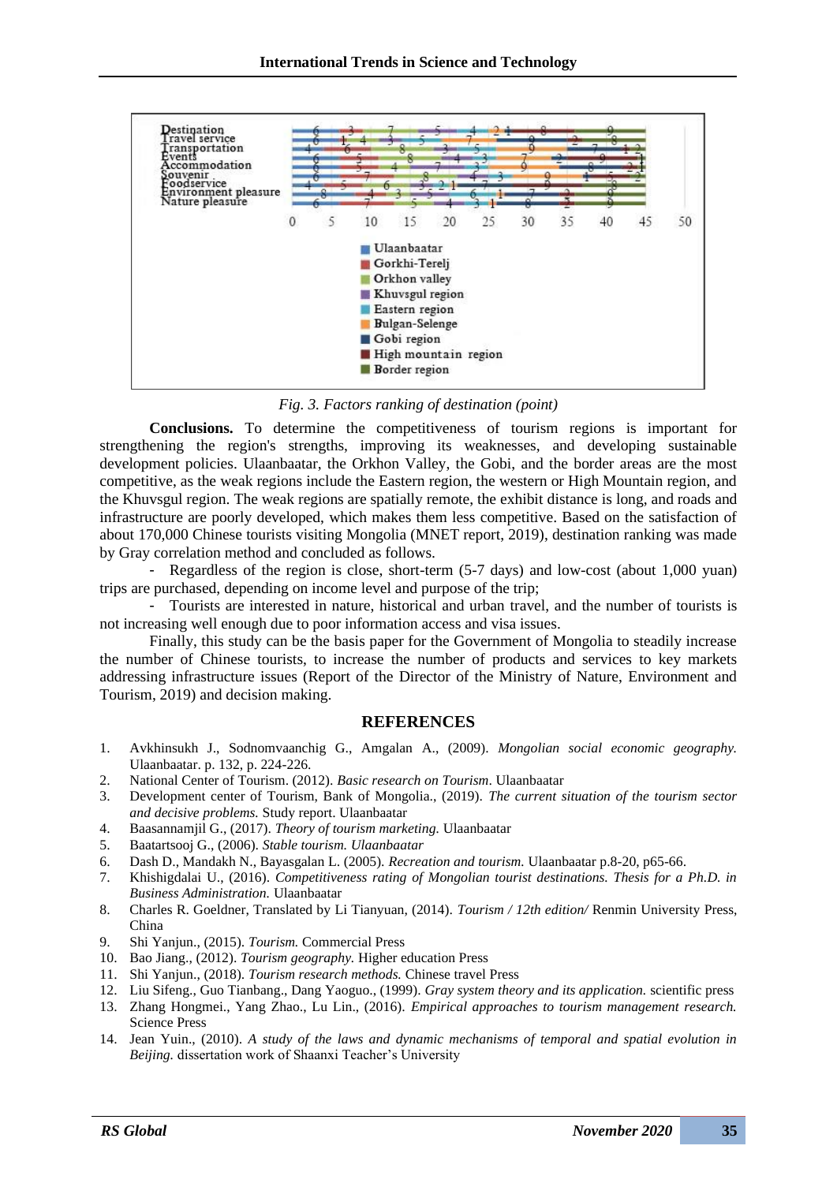Destination
Travel service
Transportation
Events
Accommodation
Souvenir
Foodservice
Environment pleasure
Nature pleasure

0 5 10 15 20 25 30 35 40 45 50

Ulaanbaatar
Gorkhi-Terelj
Orkhon valley
Khuvsgul region
Eastern region
Bulgan-Selenge
Gobi region
High mountain region
Border region

*Fig. 3. Factors ranking of destination (point)*

**Conclusions.** To determine the competitiveness of tourism regions is important for strengthening the region's strengths, improving its weaknesses, and developing sustainable development policies. Ulaanbaatar, the Orkhon Valley, the Gobi, and the border areas are the most competitive, as the weak regions include the Eastern region, the western or High Mountain region, and the Khuvsgul region. The weak regions are spatially remote, the exhibit distance is long, and roads and infrastructure are poorly developed, which makes them less competitive. Based on the satisfaction of about 170,000 Chinese tourists visiting Mongolia (MNET report, 2019), destination ranking was made by Gray correlation method and concluded as follows.

- Regardless of the region is close, short-term (5-7 days) and low-cost (about 1,000 yuan) trips are purchased, depending on income level and purpose of the trip;
- Tourists are interested in nature, historical and urban travel, and the number of tourists is not increasing well enough due to poor information access and visa issues.

Finally, this study can be the basis paper for the Government of Mongolia to steadily increase the number of Chinese tourists, to increase the number of products and services to key markets addressing infrastructure issues (Report of the Director of the Ministry of Nature, Environment and Tourism, 2019) and decision making.

## REFERENCES

1. Avkhinsukh J., Sodnomvaanchig G., Amgalan A., (2009). *Mongolian social economic geography.* Ulaanbaatar. p. 132, p. 224-226.
2. National Center of Tourism. (2012). *Basic research on Tourism*. Ulaanbaatar
3. Development center of Tourism, Bank of Mongolia., (2019). *The current situation of the tourism sector and decisive problems.* Study report. Ulaanbaatar
4. Baasannamjil G., (2017). *Theory of tourism marketing.* Ulaanbaatar
5. Baatartsooj G., (2006). *Stable tourism. Ulaanbaatar*
6. Dash D., Mandakh N., Bayasgalan L. (2005). *Recreation and tourism.* Ulaanbaatar p.8-20, p65-66.
7. Khishigdalai U., (2016). *Competitiveness rating of Mongolian tourist destinations. Thesis for a Ph.D. in Business Administration.* Ulaanbaatar
8. Charles R. Goeldner, Translated by Li Tianyuan, (2014). *Tourism / 12th edition/* Renmin University Press, China
9. Shi Yanjun., (2015). *Tourism.* Commercial Press
10. Bao Jiang., (2012). *Tourism geography.* Higher education Press
11. Shi Yanjun., (2018). *Tourism research methods.* Chinese travel Press
12. Liu Sifeng., Guo Tianbang., Dang Yaoguo., (1999). *Gray system theory and its application.* scientific press
13. Zhang Hongmei., Yang Zhao., Lu Lin., (2016). *Empirical approaches to tourism management research.* Science Press
14. Jean Yuin., (2010). *A study of the laws and dynamic mechanisms of temporal and spatial evolution in Beijing.* dissertation work of Shaanxi Teacher's University